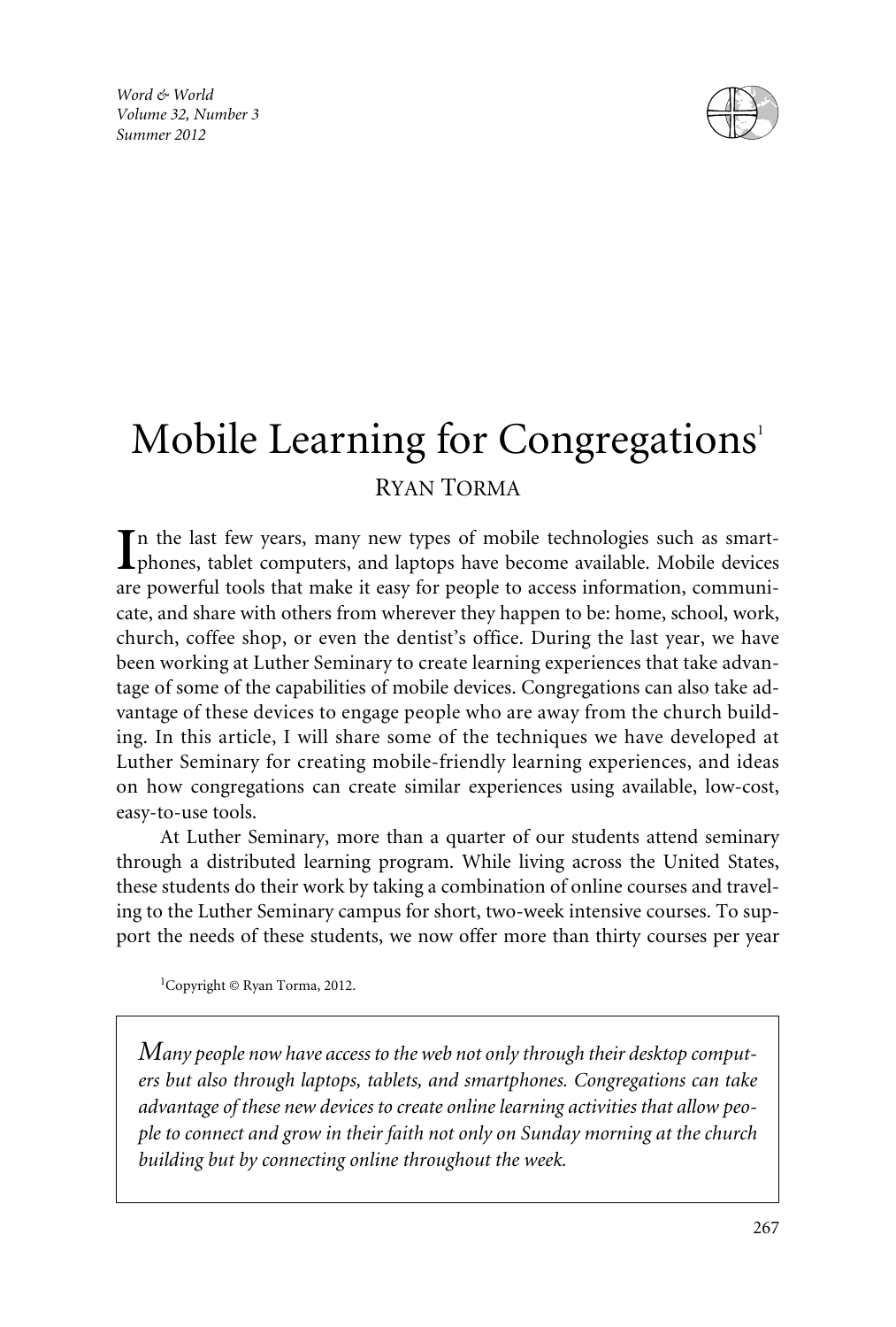# Mobile Learning for Congregations[1]

RYAN TORMA

In the last few years, many new types of mobile technologies such as smartphones, tablet computers, and laptops have become available. Mobile devices are powerful tools that make it easy for people to access information, communicate, and share with others from wherever they happen to be: home, school, work, church, coffee shop, or even the dentist's office. During the last year, we have been working at Luther Seminary to create learning experiences that take advantage of some of the capabilities of mobile devices. Congregations can also take advantage of these devices to engage people who are away from the church building. In this article, I will share some of the techniques we have developed at Luther Seminary for creating mobile-friendly learning experiences, and ideas on how congregations can create similar experiences using available, low-cost, easy-to-use tools.

At Luther Seminary, more than a quarter of our students attend seminary through a distributed learning program. While living across the United States, these students do their work by taking a combination of online courses and traveling to the Luther Seminary campus for short, two-week intensive courses. To support the needs of these students, we now offer more than thirty courses per year

[1]Copyright © Ryan Torma, 2012.

> *Many people now have access to the web not only through their desktop computers but also through laptops, tablets, and smartphones. Congregations can take advantage of these new devices to create online learning activities that allow people to connect and grow in their faith not only on Sunday morning at the church building but by connecting online throughout the week.*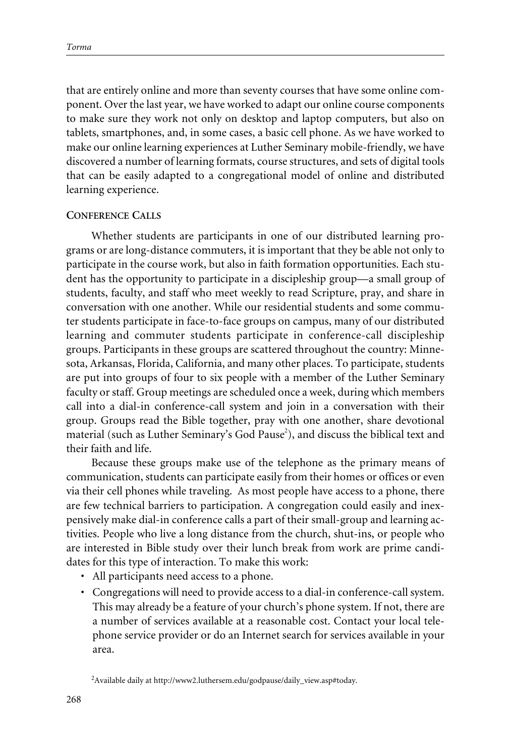that are entirely online and more than seventy courses that have some online component. Over the last year, we have worked to adapt our online course components to make sure they work not only on desktop and laptop computers, but also on tablets, smartphones, and, in some cases, a basic cell phone. As we have worked to make our online learning experiences at Luther Seminary mobile-friendly, we have discovered a number of learning formats, course structures, and sets of digital tools that can be easily adapted to a congregational model of online and distributed learning experience.

### Conference Calls

Whether students are participants in one of our distributed learning programs or are long-distance commuters, it is important that they be able not only to participate in the course work, but also in faith formation opportunities. Each student has the opportunity to participate in a discipleship group—a small group of students, faculty, and staff who meet weekly to read Scripture, pray, and share in conversation with one another. While our residential students and some commuter students participate in face-to-face groups on campus, many of our distributed learning and commuter students participate in conference-call discipleship groups. Participants in these groups are scattered throughout the country: Minnesota, Arkansas, Florida, California, and many other places. To participate, students are put into groups of four to six people with a member of the Luther Seminary faculty or staff. Group meetings are scheduled once a week, during which members call into a dial-in conference-call system and join in a conversation with their group. Groups read the Bible together, pray with one another, share devotional material (such as Luther Seminary's God Pause[2]), and discuss the biblical text and their faith and life.

Because these groups make use of the telephone as the primary means of communication, students can participate easily from their homes or offices or even via their cell phones while traveling. As most people have access to a phone, there are few technical barriers to participation. A congregation could easily and inexpensively make dial-in conference calls a part of their small-group and learning activities. People who live a long distance from the church, shut-ins, or people who are interested in Bible study over their lunch break from work are prime candidates for this type of interaction. To make this work:

- All participants need access to a phone.
- Congregations will need to provide access to a dial-in conference-call system. This may already be a feature of your church's phone system. If not, there are a number of services available at a reasonable cost. Contact your local telephone service provider or do an Internet search for services available in your area.

[2]Available daily at http://www2.luthersem.edu/godpause/daily_view.asp#today.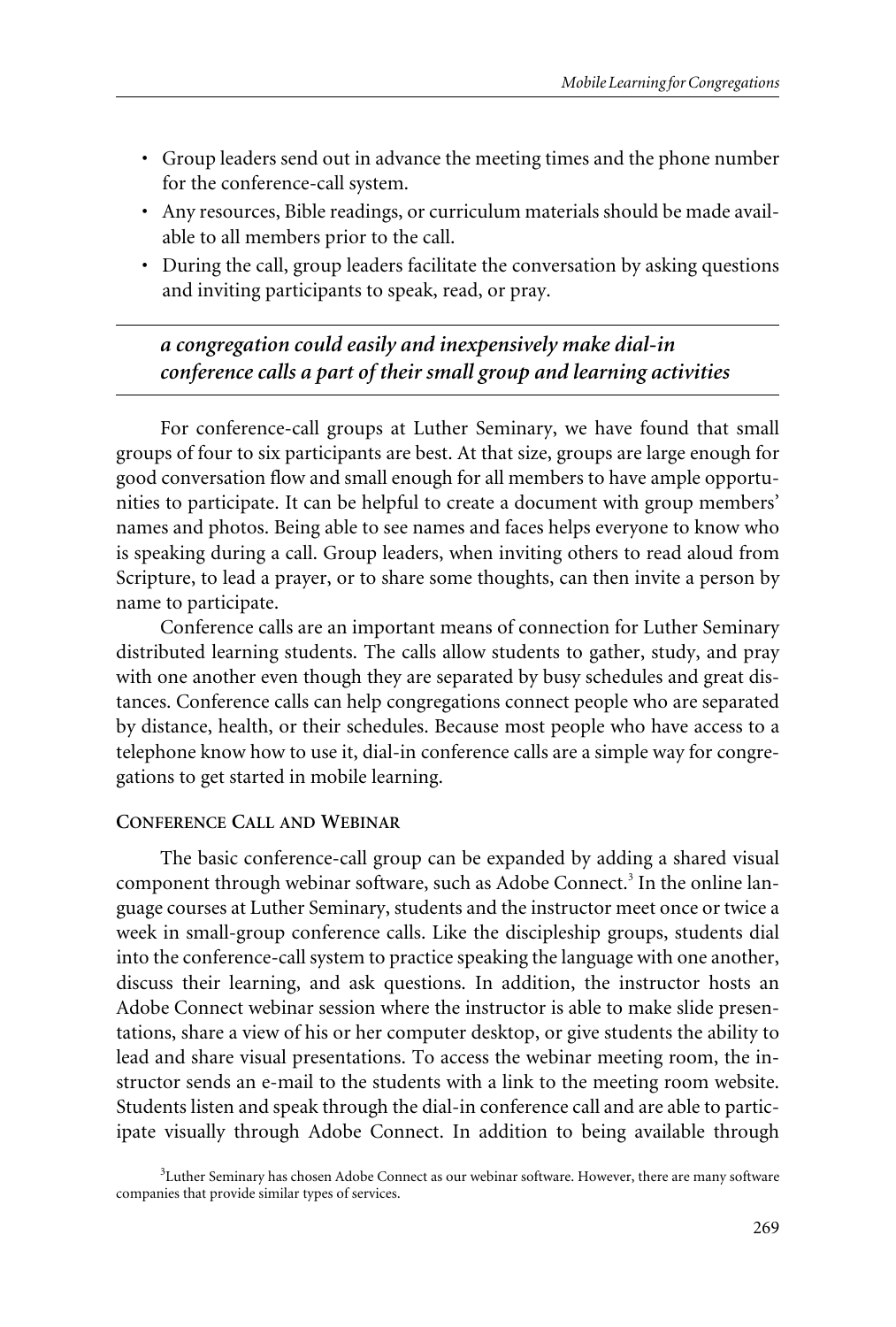- Group leaders send out in advance the meeting times and the phone number for the conference-call system.
- Any resources, Bible readings, or curriculum materials should be made available to all members prior to the call.
- During the call, group leaders facilitate the conversation by asking questions and inviting participants to speak, read, or pray.

---

***a congregation could easily and inexpensively make dial-in conference calls a part of their small group and learning activities***

---

For conference-call groups at Luther Seminary, we have found that small groups of four to six participants are best. At that size, groups are large enough for good conversation flow and small enough for all members to have ample opportunities to participate. It can be helpful to create a document with group members' names and photos. Being able to see names and faces helps everyone to know who is speaking during a call. Group leaders, when inviting others to read aloud from Scripture, to lead a prayer, or to share some thoughts, can then invite a person by name to participate.

Conference calls are an important means of connection for Luther Seminary distributed learning students. The calls allow students to gather, study, and pray with one another even though they are separated by busy schedules and great distances. Conference calls can help congregations connect people who are separated by distance, health, or their schedules. Because most people who have access to a telephone know how to use it, dial-in conference calls are a simple way for congregations to get started in mobile learning.

### Conference Call and Webinar

The basic conference-call group can be expanded by adding a shared visual component through webinar software, such as Adobe Connect.[3] In the online language courses at Luther Seminary, students and the instructor meet once or twice a week in small-group conference calls. Like the discipleship groups, students dial into the conference-call system to practice speaking the language with one another, discuss their learning, and ask questions. In addition, the instructor hosts an Adobe Connect webinar session where the instructor is able to make slide presentations, share a view of his or her computer desktop, or give students the ability to lead and share visual presentations. To access the webinar meeting room, the instructor sends an e-mail to the students with a link to the meeting room website. Students listen and speak through the dial-in conference call and are able to participate visually through Adobe Connect. In addition to being available through

[3] Luther Seminary has chosen Adobe Connect as our webinar software. However, there are many software companies that provide similar types of services.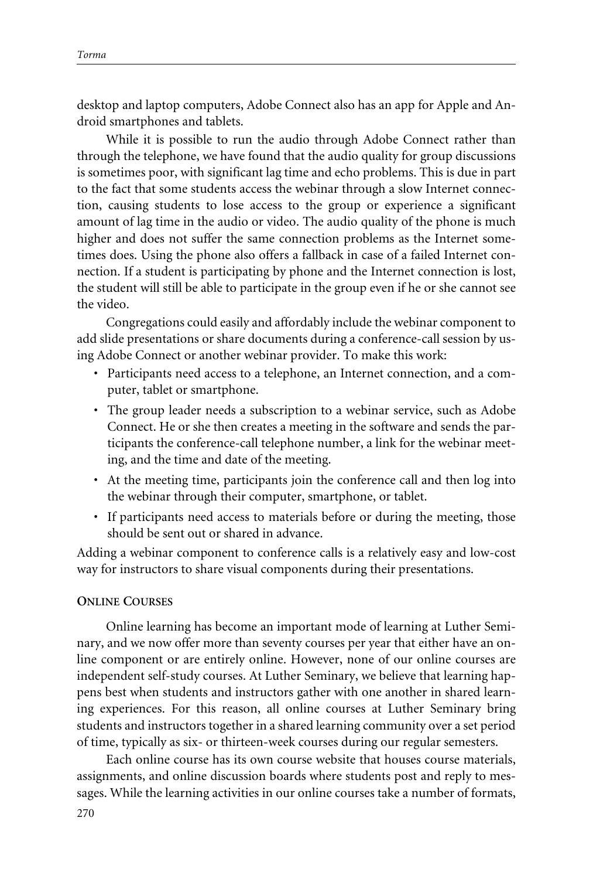desktop and laptop computers, Adobe Connect also has an app for Apple and Android smartphones and tablets.

While it is possible to run the audio through Adobe Connect rather than through the telephone, we have found that the audio quality for group discussions is sometimes poor, with significant lag time and echo problems. This is due in part to the fact that some students access the webinar through a slow Internet connection, causing students to lose access to the group or experience a significant amount of lag time in the audio or video. The audio quality of the phone is much higher and does not suffer the same connection problems as the Internet sometimes does. Using the phone also offers a fallback in case of a failed Internet connection. If a student is participating by phone and the Internet connection is lost, the student will still be able to participate in the group even if he or she cannot see the video.

Congregations could easily and affordably include the webinar component to add slide presentations or share documents during a conference-call session by using Adobe Connect or another webinar provider. To make this work:

- Participants need access to a telephone, an Internet connection, and a computer, tablet or smartphone.
- The group leader needs a subscription to a webinar service, such as Adobe Connect. He or she then creates a meeting in the software and sends the participants the conference-call telephone number, a link for the webinar meeting, and the time and date of the meeting.
- At the meeting time, participants join the conference call and then log into the webinar through their computer, smartphone, or tablet.
- If participants need access to materials before or during the meeting, those should be sent out or shared in advance.

Adding a webinar component to conference calls is a relatively easy and low-cost way for instructors to share visual components during their presentations.

## Online Courses

Online learning has become an important mode of learning at Luther Seminary, and we now offer more than seventy courses per year that either have an online component or are entirely online. However, none of our online courses are independent self-study courses. At Luther Seminary, we believe that learning happens best when students and instructors gather with one another in shared learning experiences. For this reason, all online courses at Luther Seminary bring students and instructors together in a shared learning community over a set period of time, typically as six- or thirteen-week courses during our regular semesters.

Each online course has its own course website that houses course materials, assignments, and online discussion boards where students post and reply to messages. While the learning activities in our online courses take a number of formats,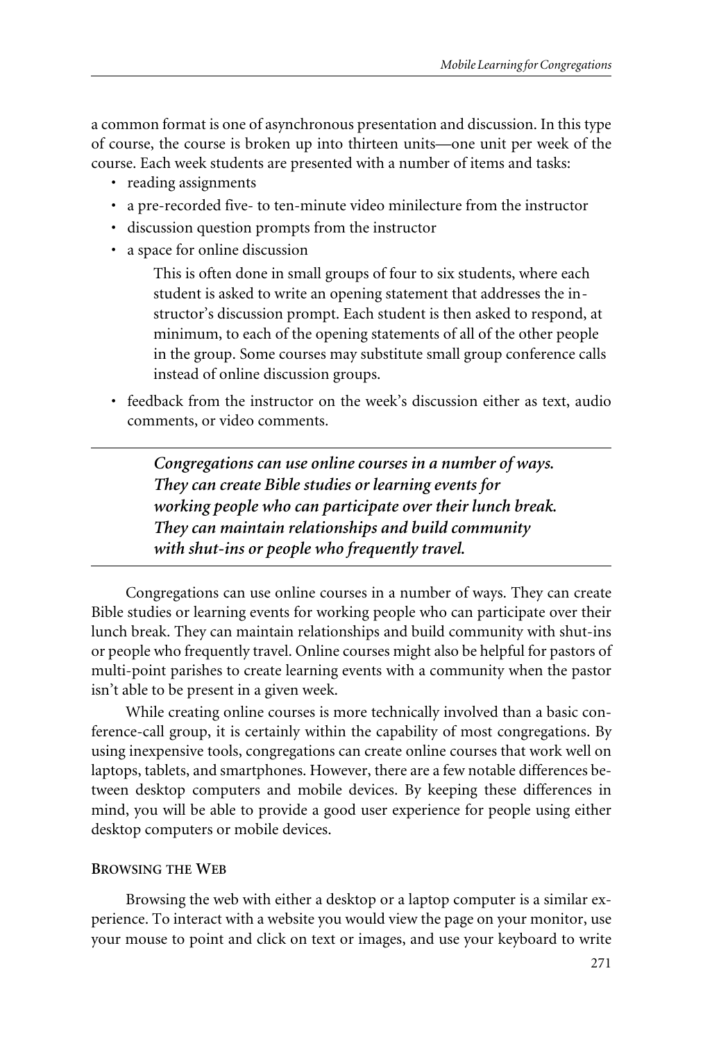a common format is one of asynchronous presentation and discussion. In this type of course, the course is broken up into thirteen units—one unit per week of the course. Each week students are presented with a number of items and tasks:

- reading assignments
- a pre-recorded five- to ten-minute video minilecture from the instructor
- discussion question prompts from the instructor
- a space for online discussion

  This is often done in small groups of four to six students, where each student is asked to write an opening statement that addresses the instructor's discussion prompt. Each student is then asked to respond, at minimum, to each of the opening statements of all of the other people in the group. Some courses may substitute small group conference calls instead of online discussion groups.

- feedback from the instructor on the week's discussion either as text, audio comments, or video comments.

---

> ***Congregations can use online courses in a number of ways. They can create Bible studies or learning events for working people who can participate over their lunch break. They can maintain relationships and build community with shut-ins or people who frequently travel.***

---

Congregations can use online courses in a number of ways. They can create Bible studies or learning events for working people who can participate over their lunch break. They can maintain relationships and build community with shut-ins or people who frequently travel. Online courses might also be helpful for pastors of multi-point parishes to create learning events with a community when the pastor isn't able to be present in a given week.

While creating online courses is more technically involved than a basic conference-call group, it is certainly within the capability of most congregations. By using inexpensive tools, congregations can create online courses that work well on laptops, tablets, and smartphones. However, there are a few notable differences between desktop computers and mobile devices. By keeping these differences in mind, you will be able to provide a good user experience for people using either desktop computers or mobile devices.

### Browsing the Web

Browsing the web with either a desktop or a laptop computer is a similar experience. To interact with a website you would view the page on your monitor, use your mouse to point and click on text or images, and use your keyboard to write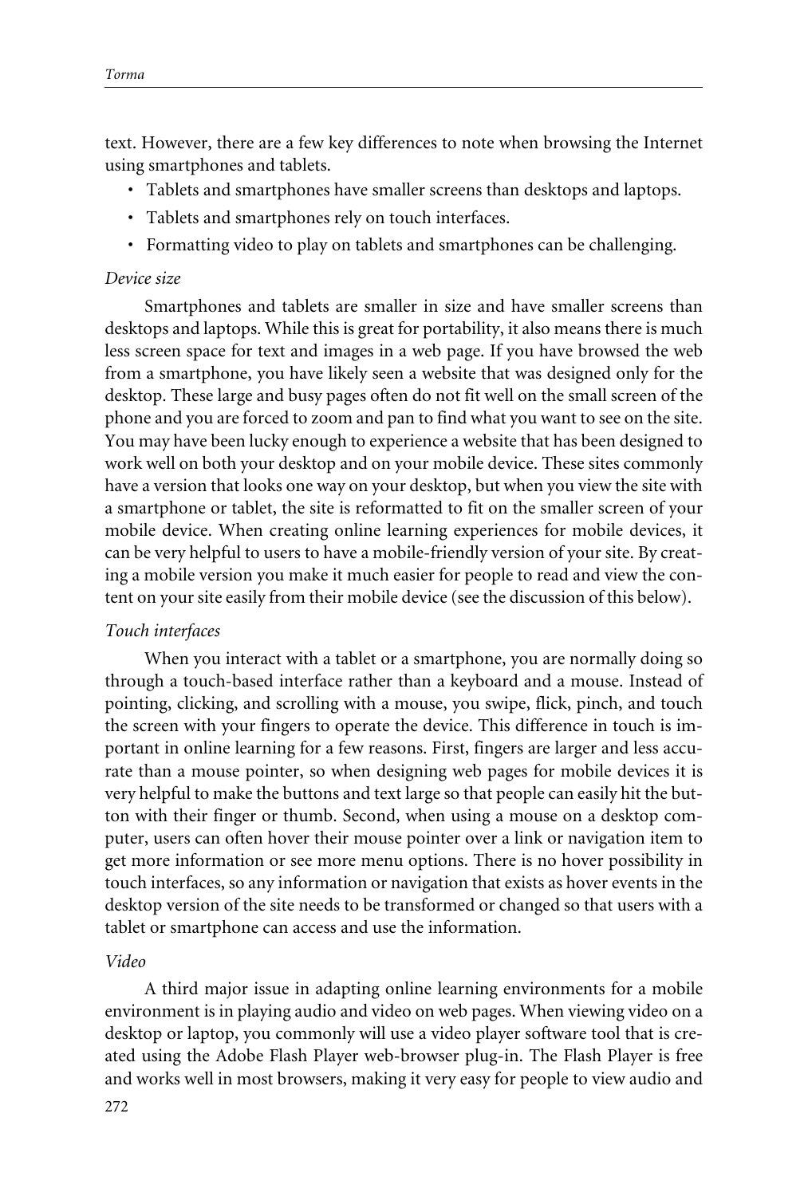text. However, there are a few key differences to note when browsing the Internet using smartphones and tablets.

- Tablets and smartphones have smaller screens than desktops and laptops.
- Tablets and smartphones rely on touch interfaces.
- Formatting video to play on tablets and smartphones can be challenging.

*Device size*

Smartphones and tablets are smaller in size and have smaller screens than desktops and laptops. While this is great for portability, it also means there is much less screen space for text and images in a web page. If you have browsed the web from a smartphone, you have likely seen a website that was designed only for the desktop. These large and busy pages often do not fit well on the small screen of the phone and you are forced to zoom and pan to find what you want to see on the site. You may have been lucky enough to experience a website that has been designed to work well on both your desktop and on your mobile device. These sites commonly have a version that looks one way on your desktop, but when you view the site with a smartphone or tablet, the site is reformatted to fit on the smaller screen of your mobile device. When creating online learning experiences for mobile devices, it can be very helpful to users to have a mobile-friendly version of your site. By creating a mobile version you make it much easier for people to read and view the content on your site easily from their mobile device (see the discussion of this below).

*Touch interfaces*

When you interact with a tablet or a smartphone, you are normally doing so through a touch-based interface rather than a keyboard and a mouse. Instead of pointing, clicking, and scrolling with a mouse, you swipe, flick, pinch, and touch the screen with your fingers to operate the device. This difference in touch is important in online learning for a few reasons. First, fingers are larger and less accurate than a mouse pointer, so when designing web pages for mobile devices it is very helpful to make the buttons and text large so that people can easily hit the button with their finger or thumb. Second, when using a mouse on a desktop computer, users can often hover their mouse pointer over a link or navigation item to get more information or see more menu options. There is no hover possibility in touch interfaces, so any information or navigation that exists as hover events in the desktop version of the site needs to be transformed or changed so that users with a tablet or smartphone can access and use the information.

*Video*

A third major issue in adapting online learning environments for a mobile environment is in playing audio and video on web pages. When viewing video on a desktop or laptop, you commonly will use a video player software tool that is created using the Adobe Flash Player web-browser plug-in. The Flash Player is free and works well in most browsers, making it very easy for people to view audio and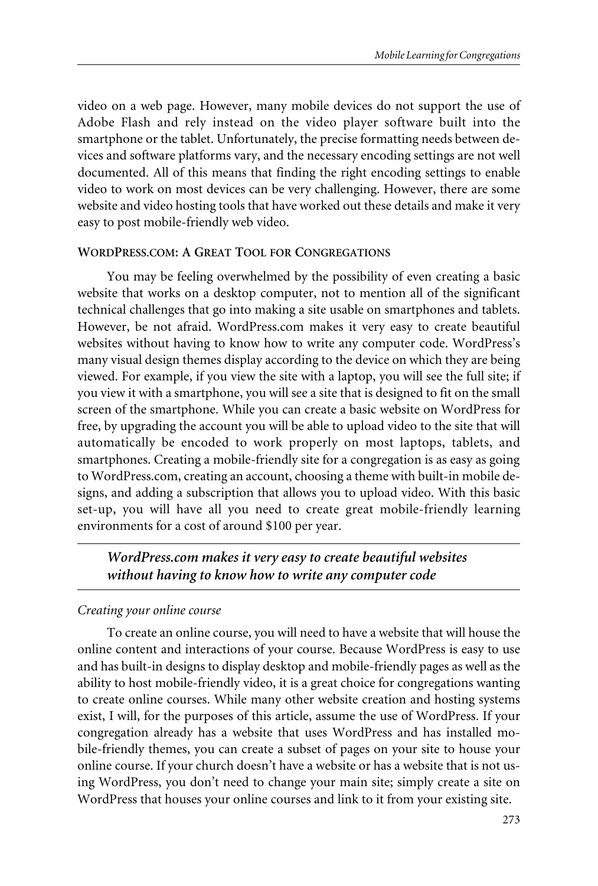video on a web page. However, many mobile devices do not support the use of Adobe Flash and rely instead on the video player software built into the smartphone or the tablet. Unfortunately, the precise formatting needs between devices and software platforms vary, and the necessary encoding settings are not well documented. All of this means that finding the right encoding settings to enable video to work on most devices can be very challenging. However, there are some website and video hosting tools that have worked out these details and make it very easy to post mobile-friendly web video.

### WordPress.com: A Great Tool for Congregations

You may be feeling overwhelmed by the possibility of even creating a basic website that works on a desktop computer, not to mention all of the significant technical challenges that go into making a site usable on smartphones and tablets. However, be not afraid. WordPress.com makes it very easy to create beautiful websites without having to know how to write any computer code. WordPress's many visual design themes display according to the device on which they are being viewed. For example, if you view the site with a laptop, you will see the full site; if you view it with a smartphone, you will see a site that is designed to fit on the small screen of the smartphone. While you can create a basic website on WordPress for free, by upgrading the account you will be able to upload video to the site that will automatically be encoded to work properly on most laptops, tablets, and smartphones. Creating a mobile-friendly site for a congregation is as easy as going to WordPress.com, creating an account, choosing a theme with built-in mobile designs, and adding a subscription that allows you to upload video. With this basic set-up, you will have all you need to create great mobile-friendly learning environments for a cost of around $100 per year.

> ***WordPress.com makes it very easy to create beautiful websites without having to know how to write any computer code***

#### *Creating your online course*

To create an online course, you will need to have a website that will house the online content and interactions of your course. Because WordPress is easy to use and has built-in designs to display desktop and mobile-friendly pages as well as the ability to host mobile-friendly video, it is a great choice for congregations wanting to create online courses. While many other website creation and hosting systems exist, I will, for the purposes of this article, assume the use of WordPress. If your congregation already has a website that uses WordPress and has installed mobile-friendly themes, you can create a subset of pages on your site to house your online course. If your church doesn't have a website or has a website that is not using WordPress, you don't need to change your main site; simply create a site on WordPress that houses your online courses and link to it from your existing site.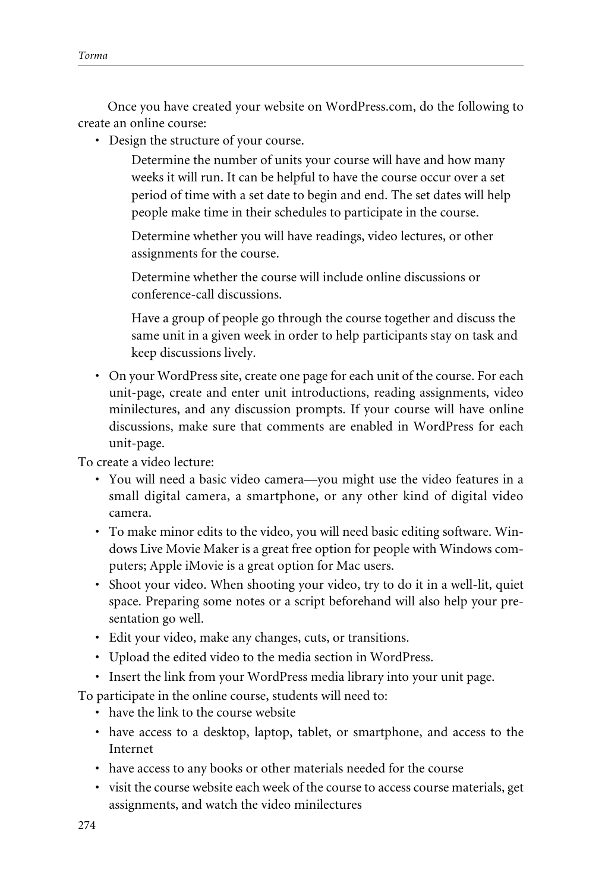Once you have created your website on WordPress.com, do the following to create an online course:

- Design the structure of your course.

  Determine the number of units your course will have and how many weeks it will run. It can be helpful to have the course occur over a set period of time with a set date to begin and end. The set dates will help people make time in their schedules to participate in the course.

  Determine whether you will have readings, video lectures, or other assignments for the course.

  Determine whether the course will include online discussions or conference-call discussions.

  Have a group of people go through the course together and discuss the same unit in a given week in order to help participants stay on task and keep discussions lively.

- On your WordPress site, create one page for each unit of the course. For each unit-page, create and enter unit introductions, reading assignments, video minilectures, and any discussion prompts. If your course will have online discussions, make sure that comments are enabled in WordPress for each unit-page.

To create a video lecture:

- You will need a basic video camera—you might use the video features in a small digital camera, a smartphone, or any other kind of digital video camera.
- To make minor edits to the video, you will need basic editing software. Windows Live Movie Maker is a great free option for people with Windows computers; Apple iMovie is a great option for Mac users.
- Shoot your video. When shooting your video, try to do it in a well-lit, quiet space. Preparing some notes or a script beforehand will also help your presentation go well.
- Edit your video, make any changes, cuts, or transitions.
- Upload the edited video to the media section in WordPress.
- Insert the link from your WordPress media library into your unit page.

To participate in the online course, students will need to:

- have the link to the course website
- have access to a desktop, laptop, tablet, or smartphone, and access to the Internet
- have access to any books or other materials needed for the course
- visit the course website each week of the course to access course materials, get assignments, and watch the video minilectures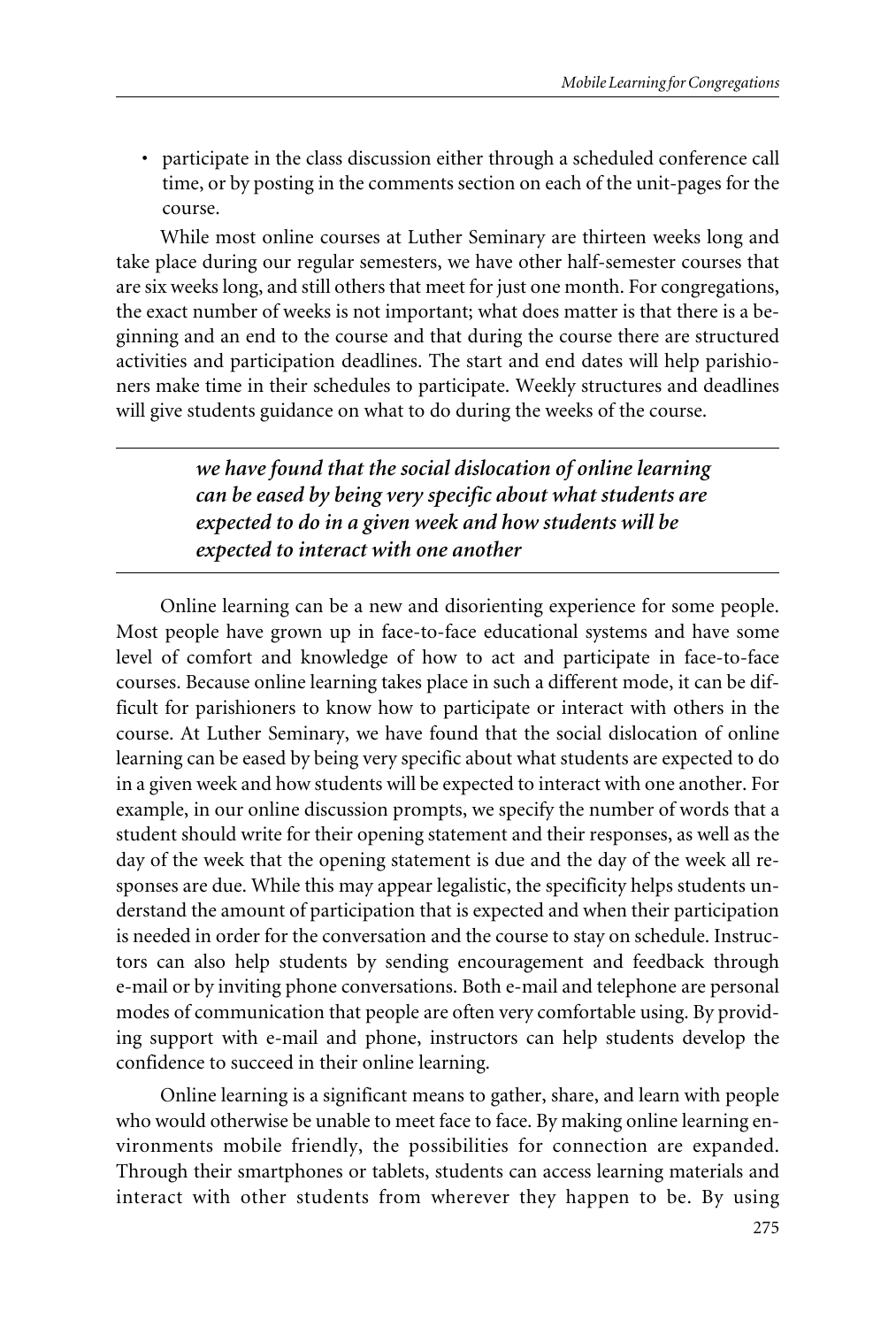- participate in the class discussion either through a scheduled conference call time, or by posting in the comments section on each of the unit-pages for the course.

While most online courses at Luther Seminary are thirteen weeks long and take place during our regular semesters, we have other half-semester courses that are six weeks long, and still others that meet for just one month. For congregations, the exact number of weeks is not important; what does matter is that there is a beginning and an end to the course and that during the course there are structured activities and participation deadlines. The start and end dates will help parishioners make time in their schedules to participate. Weekly structures and deadlines will give students guidance on what to do during the weeks of the course.

> ***we have found that the social dislocation of online learning can be eased by being very specific about what students are expected to do in a given week and how students will be expected to interact with one another***

Online learning can be a new and disorienting experience for some people. Most people have grown up in face-to-face educational systems and have some level of comfort and knowledge of how to act and participate in face-to-face courses. Because online learning takes place in such a different mode, it can be difficult for parishioners to know how to participate or interact with others in the course. At Luther Seminary, we have found that the social dislocation of online learning can be eased by being very specific about what students are expected to do in a given week and how students will be expected to interact with one another. For example, in our online discussion prompts, we specify the number of words that a student should write for their opening statement and their responses, as well as the day of the week that the opening statement is due and the day of the week all responses are due. While this may appear legalistic, the specificity helps students understand the amount of participation that is expected and when their participation is needed in order for the conversation and the course to stay on schedule. Instructors can also help students by sending encouragement and feedback through e-mail or by inviting phone conversations. Both e-mail and telephone are personal modes of communication that people are often very comfortable using. By providing support with e-mail and phone, instructors can help students develop the confidence to succeed in their online learning.

Online learning is a significant means to gather, share, and learn with people who would otherwise be unable to meet face to face. By making online learning environments mobile friendly, the possibilities for connection are expanded. Through their smartphones or tablets, students can access learning materials and interact with other students from wherever they happen to be. By using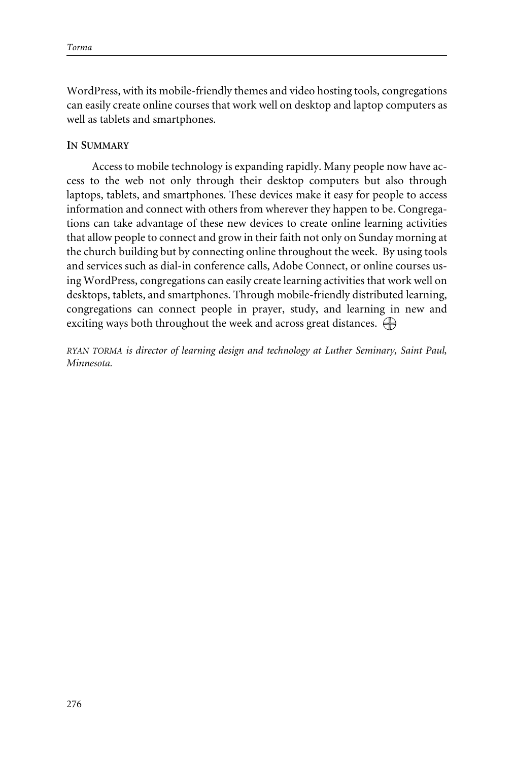WordPress, with its mobile-friendly themes and video hosting tools, congregations can easily create online courses that work well on desktop and laptop computers as well as tablets and smartphones.

## In Summary

Access to mobile technology is expanding rapidly. Many people now have access to the web not only through their desktop computers but also through laptops, tablets, and smartphones. These devices make it easy for people to access information and connect with others from wherever they happen to be. Congregations can take advantage of these new devices to create online learning activities that allow people to connect and grow in their faith not only on Sunday morning at the church building but by connecting online throughout the week. By using tools and services such as dial-in conference calls, Adobe Connect, or online courses using WordPress, congregations can easily create learning activities that work well on desktops, tablets, and smartphones. Through mobile-friendly distributed learning, congregations can connect people in prayer, study, and learning in new and exciting ways both throughout the week and across great distances.

RYAN TORMA *is director of learning design and technology at Luther Seminary, Saint Paul, Minnesota.*